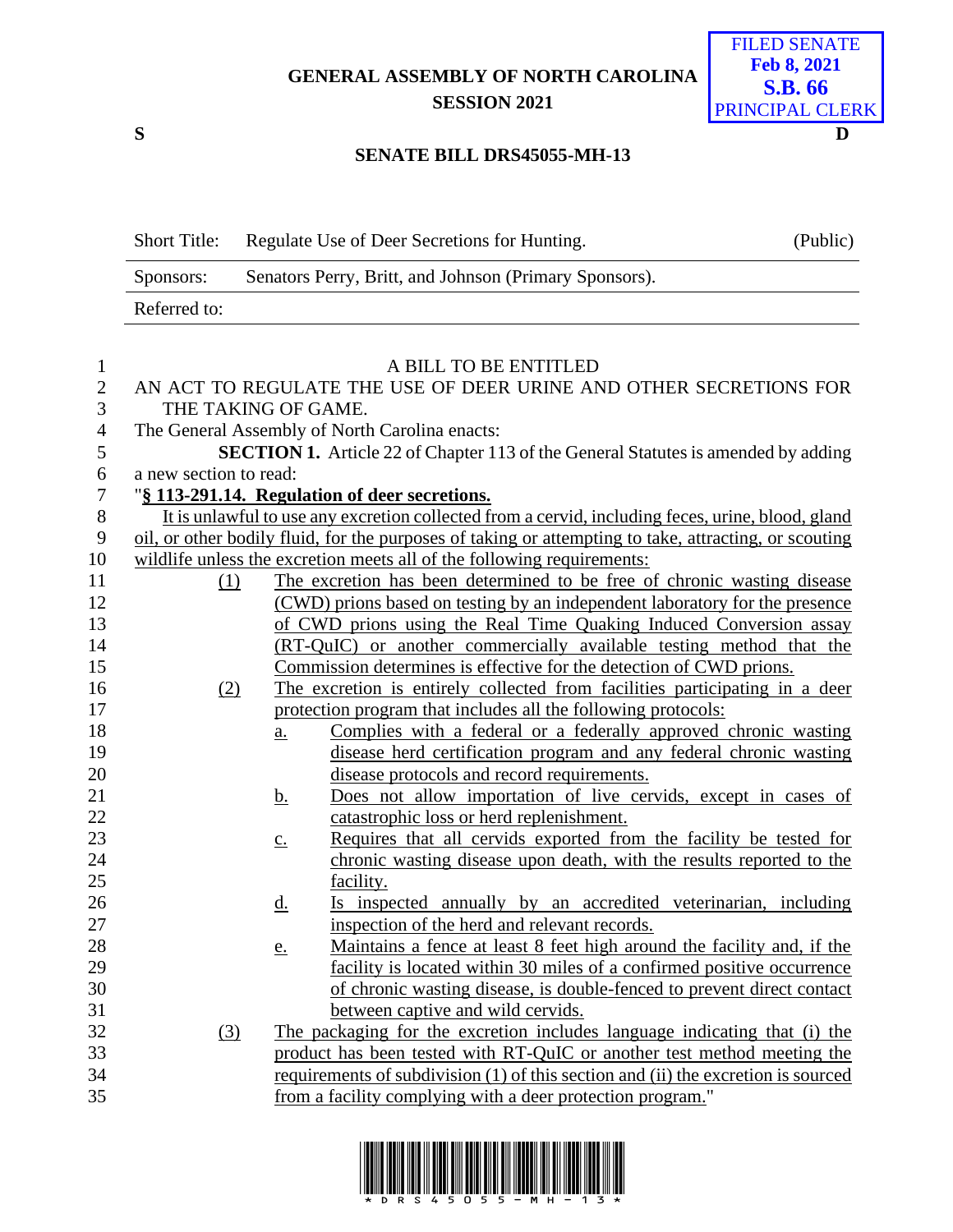GENERAL ASSEMBLY OF NORTH CAROLINA
SESSION 2021

FILED SENATE
Feb 8, 2021
S.B. 66
PRINCIPAL CLERK

S D

**SENATE BILL DRS45055-MH-13**

| | | |
|---|---|---|
| Short Title: | Regulate Use of Deer Secretions for Hunting. | (Public) |
| Sponsors: | Senators Perry, Britt, and Johnson (Primary Sponsors). | |
| Referred to: | | |

A BILL TO BE ENTITLED

AN ACT TO REGULATE THE USE OF DEER URINE AND OTHER SECRETIONS FOR THE TAKING OF GAME.

The General Assembly of North Carolina enacts:

**SECTION 1.** Article 22 of Chapter 113 of the General Statutes is amended by adding a new section to read:

"**§ 113-291.14. Regulation of deer secretions.**

It is unlawful to use any excretion collected from a cervid, including feces, urine, blood, gland oil, or other bodily fluid, for the purposes of taking or attempting to take, attracting, or scouting wildlife unless the excretion meets all of the following requirements:

(1) The excretion has been determined to be free of chronic wasting disease (CWD) prions based on testing by an independent laboratory for the presence of CWD prions using the Real Time Quaking Induced Conversion assay (RT-QuIC) or another commercially available testing method that the Commission determines is effective for the detection of CWD prions.

(2) The excretion is entirely collected from facilities participating in a deer protection program that includes all the following protocols:

a. Complies with a federal or a federally approved chronic wasting disease herd certification program and any federal chronic wasting disease protocols and record requirements.

b. Does not allow importation of live cervids, except in cases of catastrophic loss or herd replenishment.

c. Requires that all cervids exported from the facility be tested for chronic wasting disease upon death, with the results reported to the facility.

d. Is inspected annually by an accredited veterinarian, including inspection of the herd and relevant records.

e. Maintains a fence at least 8 feet high around the facility and, if the facility is located within 30 miles of a confirmed positive occurrence of chronic wasting disease, is double-fenced to prevent direct contact between captive and wild cervids.

(3) The packaging for the excretion includes language indicating that (i) the product has been tested with RT-QuIC or another test method meeting the requirements of subdivision (1) of this section and (ii) the excretion is sourced from a facility complying with a deer protection program."

\* D R S 4 5 0 5 5 - M H - 1 3 \*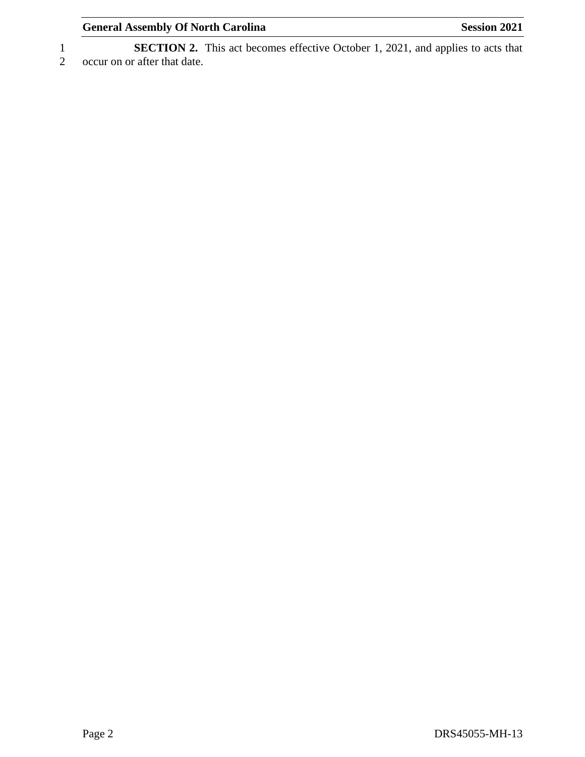**SECTION 2.** This act becomes effective October 1, 2021, and applies to acts that occur on or after that date.